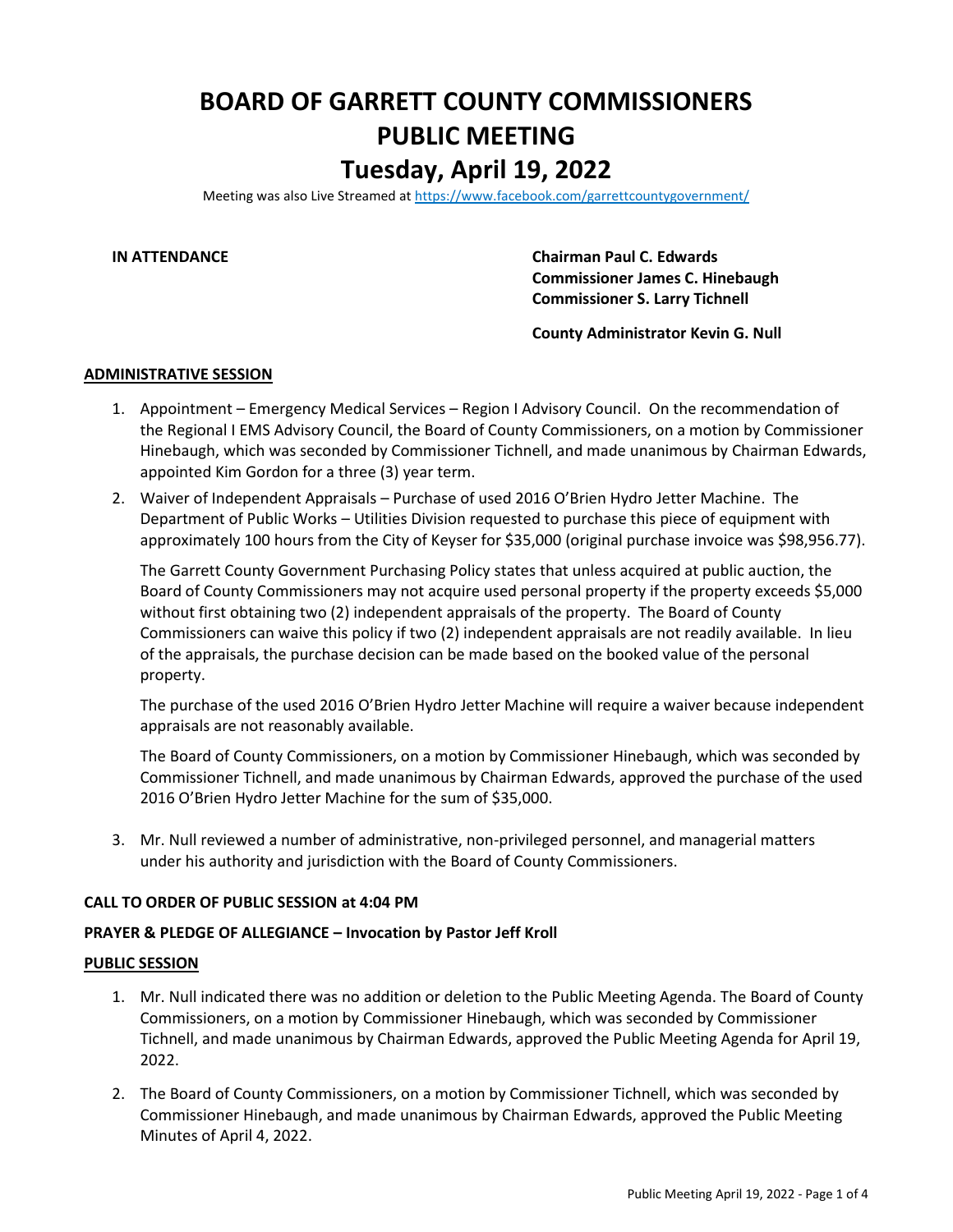# BOARD OF GARRETT COUNTY COMMISSIONERS
# PUBLIC MEETING
# Tuesday, April 19, 2022

Meeting was also Live Streamed at https://www.facebook.com/garrettcountygovernment/

**IN ATTENDANCE**

**Chairman Paul C. Edwards**
**Commissioner James C. Hinebaugh**
**Commissioner S. Larry Tichnell**

**County Administrator Kevin G. Null**

## ADMINISTRATIVE SESSION

1. Appointment – Emergency Medical Services – Region I Advisory Council. On the recommendation of the Regional I EMS Advisory Council, the Board of County Commissioners, on a motion by Commissioner Hinebaugh, which was seconded by Commissioner Tichnell, and made unanimous by Chairman Edwards, appointed Kim Gordon for a three (3) year term.

2. Waiver of Independent Appraisals – Purchase of used 2016 O'Brien Hydro Jetter Machine. The Department of Public Works – Utilities Division requested to purchase this piece of equipment with approximately 100 hours from the City of Keyser for $35,000 (original purchase invoice was $98,956.77).

   The Garrett County Government Purchasing Policy states that unless acquired at public auction, the Board of County Commissioners may not acquire used personal property if the property exceeds $5,000 without first obtaining two (2) independent appraisals of the property. The Board of County Commissioners can waive this policy if two (2) independent appraisals are not readily available. In lieu of the appraisals, the purchase decision can be made based on the booked value of the personal property.

   The purchase of the used 2016 O'Brien Hydro Jetter Machine will require a waiver because independent appraisals are not reasonably available.

   The Board of County Commissioners, on a motion by Commissioner Hinebaugh, which was seconded by Commissioner Tichnell, and made unanimous by Chairman Edwards, approved the purchase of the used 2016 O'Brien Hydro Jetter Machine for the sum of $35,000.

3. Mr. Null reviewed a number of administrative, non-privileged personnel, and managerial matters under his authority and jurisdiction with the Board of County Commissioners.

**CALL TO ORDER OF PUBLIC SESSION at 4:04 PM**

**PRAYER & PLEDGE OF ALLEGIANCE – Invocation by Pastor Jeff Kroll**

## PUBLIC SESSION

1. Mr. Null indicated there was no addition or deletion to the Public Meeting Agenda. The Board of County Commissioners, on a motion by Commissioner Hinebaugh, which was seconded by Commissioner Tichnell, and made unanimous by Chairman Edwards, approved the Public Meeting Agenda for April 19, 2022.

2. The Board of County Commissioners, on a motion by Commissioner Tichnell, which was seconded by Commissioner Hinebaugh, and made unanimous by Chairman Edwards, approved the Public Meeting Minutes of April 4, 2022.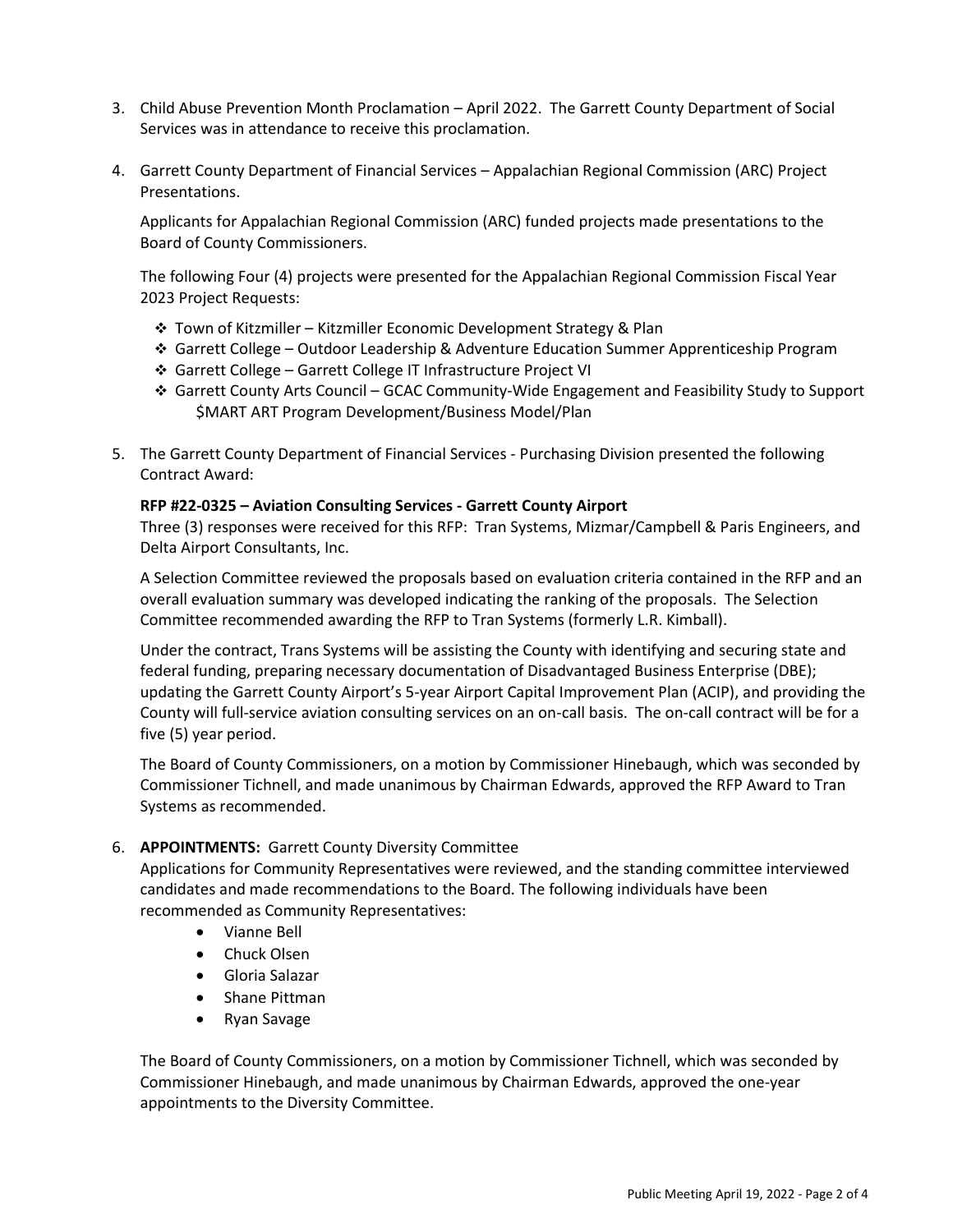3. Child Abuse Prevention Month Proclamation – April 2022. The Garrett County Department of Social Services was in attendance to receive this proclamation.

4. Garrett County Department of Financial Services – Appalachian Regional Commission (ARC) Project Presentations.

   Applicants for Appalachian Regional Commission (ARC) funded projects made presentations to the Board of County Commissioners.

   The following Four (4) projects were presented for the Appalachian Regional Commission Fiscal Year 2023 Project Requests:

   - Town of Kitzmiller – Kitzmiller Economic Development Strategy & Plan
   - Garrett College – Outdoor Leadership & Adventure Education Summer Apprenticeship Program
   - Garrett College – Garrett College IT Infrastructure Project VI
   - Garrett County Arts Council – GCAC Community-Wide Engagement and Feasibility Study to Support $MART ART Program Development/Business Model/Plan

5. The Garrett County Department of Financial Services - Purchasing Division presented the following Contract Award:

   **RFP #22-0325 – Aviation Consulting Services - Garrett County Airport**
   Three (3) responses were received for this RFP: Tran Systems, Mizmar/Campbell & Paris Engineers, and Delta Airport Consultants, Inc.

   A Selection Committee reviewed the proposals based on evaluation criteria contained in the RFP and an overall evaluation summary was developed indicating the ranking of the proposals. The Selection Committee recommended awarding the RFP to Tran Systems (formerly L.R. Kimball).

   Under the contract, Trans Systems will be assisting the County with identifying and securing state and federal funding, preparing necessary documentation of Disadvantaged Business Enterprise (DBE); updating the Garrett County Airport's 5-year Airport Capital Improvement Plan (ACIP), and providing the County will full-service aviation consulting services on an on-call basis. The on-call contract will be for a five (5) year period.

   The Board of County Commissioners, on a motion by Commissioner Hinebaugh, which was seconded by Commissioner Tichnell, and made unanimous by Chairman Edwards, approved the RFP Award to Tran Systems as recommended.

6. **APPOINTMENTS:** Garrett County Diversity Committee
   Applications for Community Representatives were reviewed, and the standing committee interviewed candidates and made recommendations to the Board. The following individuals have been recommended as Community Representatives:

   - Vianne Bell
   - Chuck Olsen
   - Gloria Salazar
   - Shane Pittman
   - Ryan Savage

   The Board of County Commissioners, on a motion by Commissioner Tichnell, which was seconded by Commissioner Hinebaugh, and made unanimous by Chairman Edwards, approved the one-year appointments to the Diversity Committee.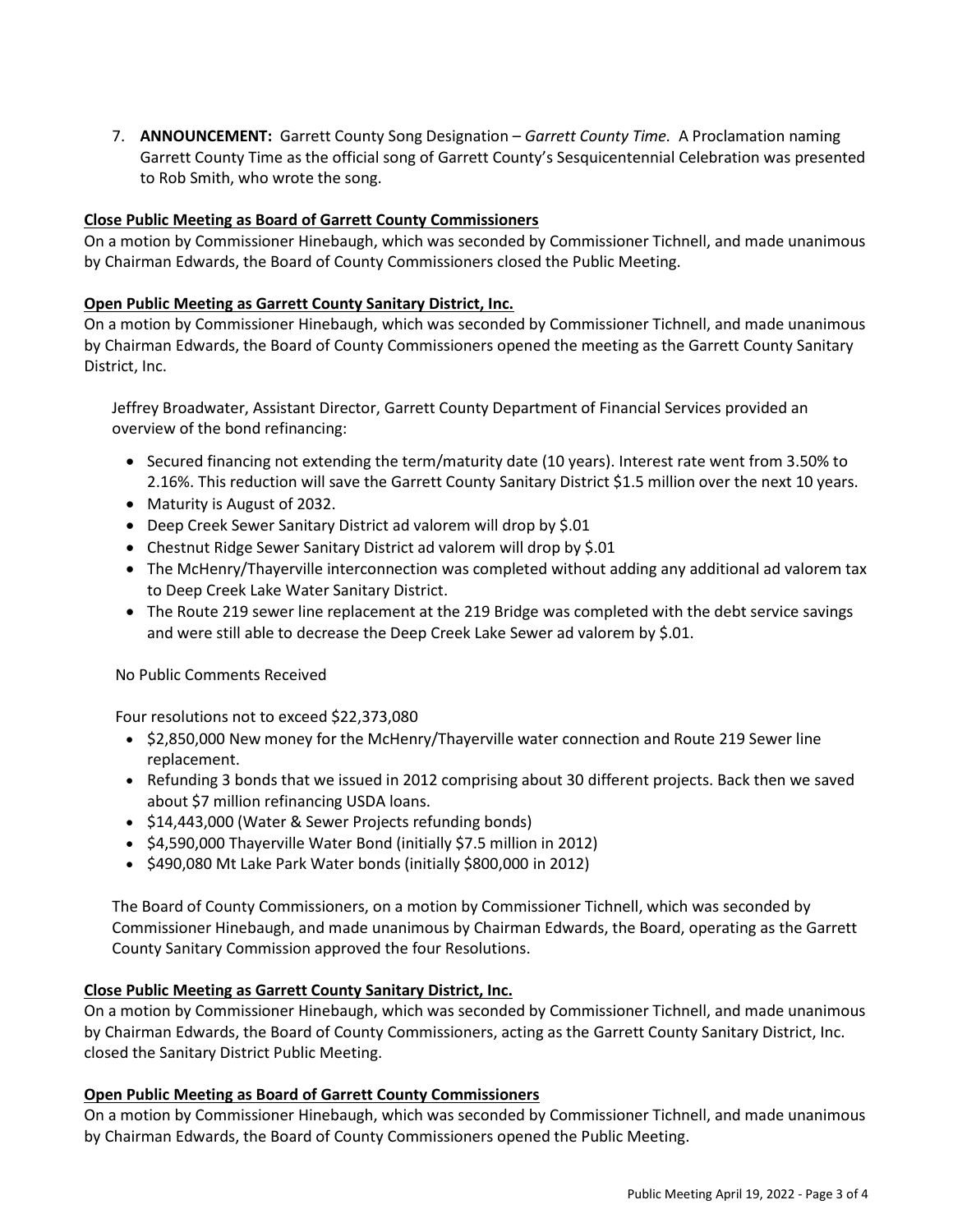7. **ANNOUNCEMENT:** Garrett County Song Designation – *Garrett County Time.* A Proclamation naming Garrett County Time as the official song of Garrett County's Sesquicentennial Celebration was presented to Rob Smith, who wrote the song.

**Close Public Meeting as Board of Garrett County Commissioners**

On a motion by Commissioner Hinebaugh, which was seconded by Commissioner Tichnell, and made unanimous by Chairman Edwards, the Board of County Commissioners closed the Public Meeting.

**Open Public Meeting as Garrett County Sanitary District, Inc.**

On a motion by Commissioner Hinebaugh, which was seconded by Commissioner Tichnell, and made unanimous by Chairman Edwards, the Board of County Commissioners opened the meeting as the Garrett County Sanitary District, Inc.

Jeffrey Broadwater, Assistant Director, Garrett County Department of Financial Services provided an overview of the bond refinancing:

- Secured financing not extending the term/maturity date (10 years). Interest rate went from 3.50% to 2.16%. This reduction will save the Garrett County Sanitary District $1.5 million over the next 10 years.
- Maturity is August of 2032.
- Deep Creek Sewer Sanitary District ad valorem will drop by $.01
- Chestnut Ridge Sewer Sanitary District ad valorem will drop by $.01
- The McHenry/Thayerville interconnection was completed without adding any additional ad valorem tax to Deep Creek Lake Water Sanitary District.
- The Route 219 sewer line replacement at the 219 Bridge was completed with the debt service savings and were still able to decrease the Deep Creek Lake Sewer ad valorem by $.01.

No Public Comments Received

Four resolutions not to exceed $22,373,080

- $2,850,000 New money for the McHenry/Thayerville water connection and Route 219 Sewer line replacement.
- Refunding 3 bonds that we issued in 2012 comprising about 30 different projects. Back then we saved about $7 million refinancing USDA loans.
- $14,443,000 (Water & Sewer Projects refunding bonds)
- $4,590,000 Thayerville Water Bond (initially $7.5 million in 2012)
- $490,080 Mt Lake Park Water bonds (initially $800,000 in 2012)

The Board of County Commissioners, on a motion by Commissioner Tichnell, which was seconded by Commissioner Hinebaugh, and made unanimous by Chairman Edwards, the Board, operating as the Garrett County Sanitary Commission approved the four Resolutions.

**Close Public Meeting as Garrett County Sanitary District, Inc.**

On a motion by Commissioner Hinebaugh, which was seconded by Commissioner Tichnell, and made unanimous by Chairman Edwards, the Board of County Commissioners, acting as the Garrett County Sanitary District, Inc. closed the Sanitary District Public Meeting.

**Open Public Meeting as Board of Garrett County Commissioners**

On a motion by Commissioner Hinebaugh, which was seconded by Commissioner Tichnell, and made unanimous by Chairman Edwards, the Board of County Commissioners opened the Public Meeting.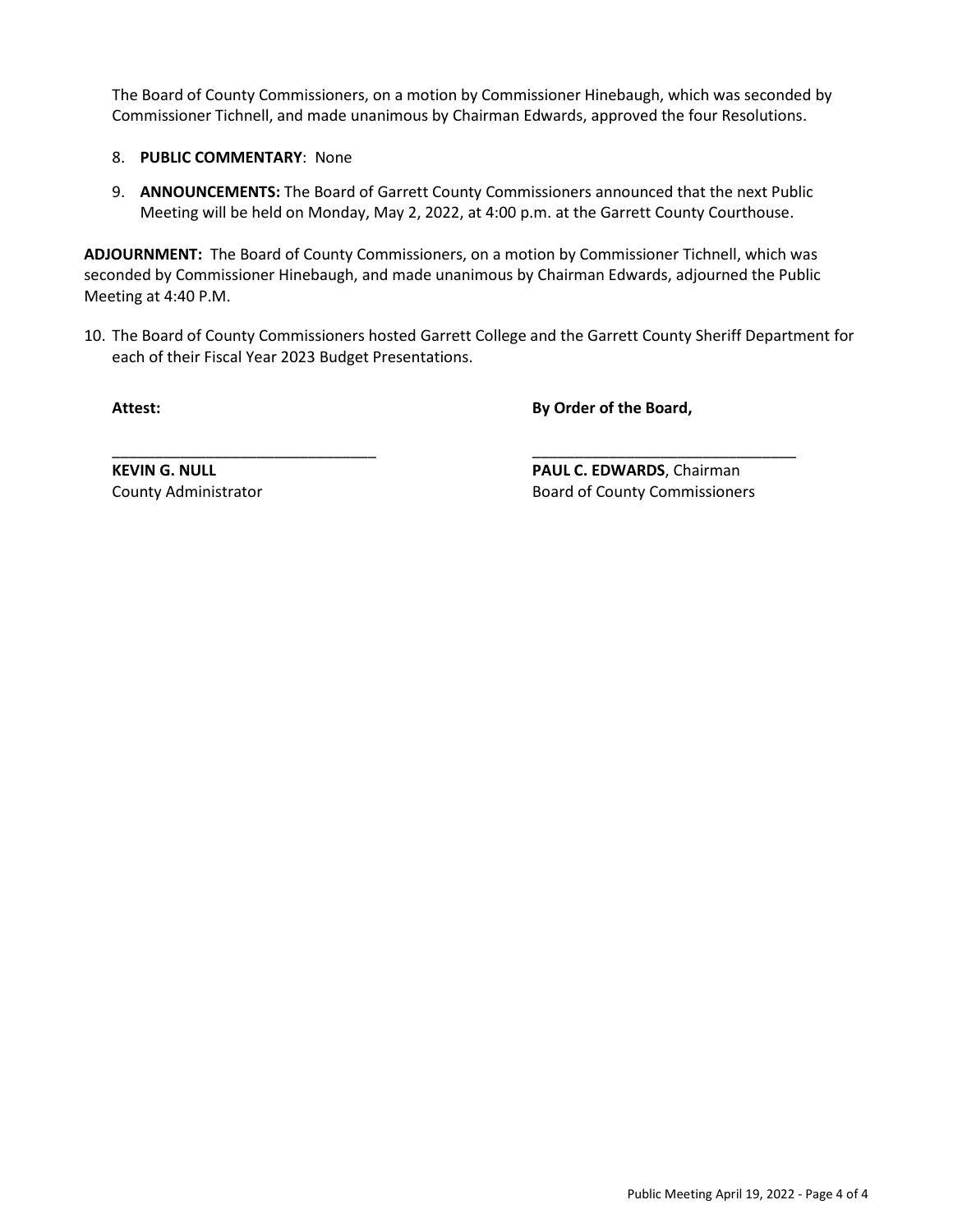The Board of County Commissioners, on a motion by Commissioner Hinebaugh, which was seconded by Commissioner Tichnell, and made unanimous by Chairman Edwards, approved the four Resolutions.

8. **PUBLIC COMMENTARY**: None

9. **ANNOUNCEMENTS:** The Board of Garrett County Commissioners announced that the next Public Meeting will be held on Monday, May 2, 2022, at 4:00 p.m. at the Garrett County Courthouse.

**ADJOURNMENT:** The Board of County Commissioners, on a motion by Commissioner Tichnell, which was seconded by Commissioner Hinebaugh, and made unanimous by Chairman Edwards, adjourned the Public Meeting at 4:40 P.M.

10. The Board of County Commissioners hosted Garrett College and the Garrett County Sheriff Department for each of their Fiscal Year 2023 Budget Presentations.

**Attest:**

_______________________________

**KEVIN G. NULL**
County Administrator

**By Order of the Board,**

_______________________________

**PAUL C. EDWARDS**, Chairman
Board of County Commissioners